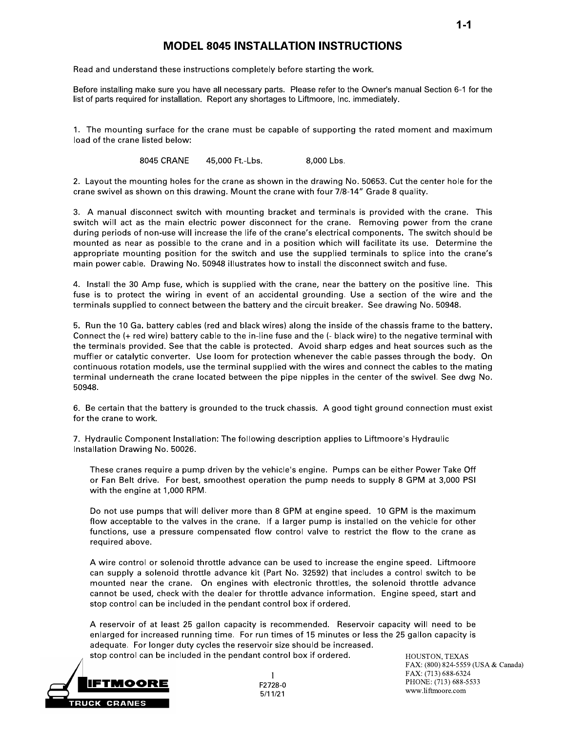# MODEL 8045 INSTALLATION INSTRUCTIONS

Read and understand these instructions completely before starting the work.

Before installing make sure you have all necessary parts. Please refer to the Owner's manual Section 6-1 for the list of parts required for installation. Report any shortages to Liftmoore, Inc. immediately.

1. The mounting surface for the crane must be capable of supporting the rated moment and maximum load of the crane listed below:

| | | |
|---|---|---|
| 8045 CRANE | 45,000 Ft.-Lbs. | 8,000 Lbs. |

2. Layout the mounting holes for the crane as shown in the drawing No. 50653. Cut the center hole for the crane swivel as shown on this drawing. Mount the crane with four 7/8-14" Grade 8 quality.

3. A manual disconnect switch with mounting bracket and terminals is provided with the crane. This switch will act as the main electric power disconnect for the crane. Removing power from the crane during periods of non-use will increase the life of the crane's electrical components. The switch should be mounted as near as possible to the crane and in a position which will facilitate its use. Determine the appropriate mounting position for the switch and use the supplied terminals to splice into the crane's main power cable. Drawing No. 50948 illustrates how to install the disconnect switch and fuse.

4. Install the 30 Amp fuse, which is supplied with the crane, near the battery on the positive line. This fuse is to protect the wiring in event of an accidental grounding. Use a section of the wire and the terminals supplied to connect between the battery and the circuit breaker. See drawing No. 50948.

5. Run the 10 Ga. battery cables (red and black wires) along the inside of the chassis frame to the battery. Connect the (+ red wire) battery cable to the in-line fuse and the (- black wire) to the negative terminal with the terminals provided. See that the cable is protected. Avoid sharp edges and heat sources such as the muffler or catalytic converter. Use loom for protection whenever the cable passes through the body. On continuous rotation models, use the terminal supplied with the wires and connect the cables to the mating terminal underneath the crane located between the pipe nipples in the center of the swivel. See dwg No. 50948.

6. Be certain that the battery is grounded to the truck chassis. A good tight ground connection must exist for the crane to work.

7. Hydraulic Component Installation: The following description applies to Liftmoore's Hydraulic Installation Drawing No. 50026.

   These cranes require a pump driven by the vehicle's engine. Pumps can be either Power Take Off or Fan Belt drive. For best, smoothest operation the pump needs to supply 8 GPM at 3,000 PSI with the engine at 1,000 RPM.

   Do not use pumps that will deliver more than 8 GPM at engine speed. 10 GPM is the maximum flow acceptable to the valves in the crane. If a larger pump is installed on the vehicle for other functions, use a pressure compensated flow control valve to restrict the flow to the crane as required above.

   A wire control or solenoid throttle advance can be used to increase the engine speed. Liftmoore can supply a solenoid throttle advance kit (Part No. 32592) that includes a control switch to be mounted near the crane. On engines with electronic throttles, the solenoid throttle advance cannot be used, check with the dealer for throttle advance information. Engine speed, start and stop control can be included in the pendant control box if ordered.

   A reservoir of at least 25 gallon capacity is recommended. Reservoir capacity will need to be enlarged for increased running time. For run times of 15 minutes or less the 25 gallon capacity is adequate. For longer duty cycles the reservoir size should be increased.
   stop control can be included in the pendant control box if ordered.

LIFTMOORE TRUCK CRANES

F2728-0
5/11/21

HOUSTON, TEXAS
FAX: (800) 824-5559 (USA & Canada)
FAX: (713) 688-6324
PHONE: (713) 688-5533
www.liftmoore.com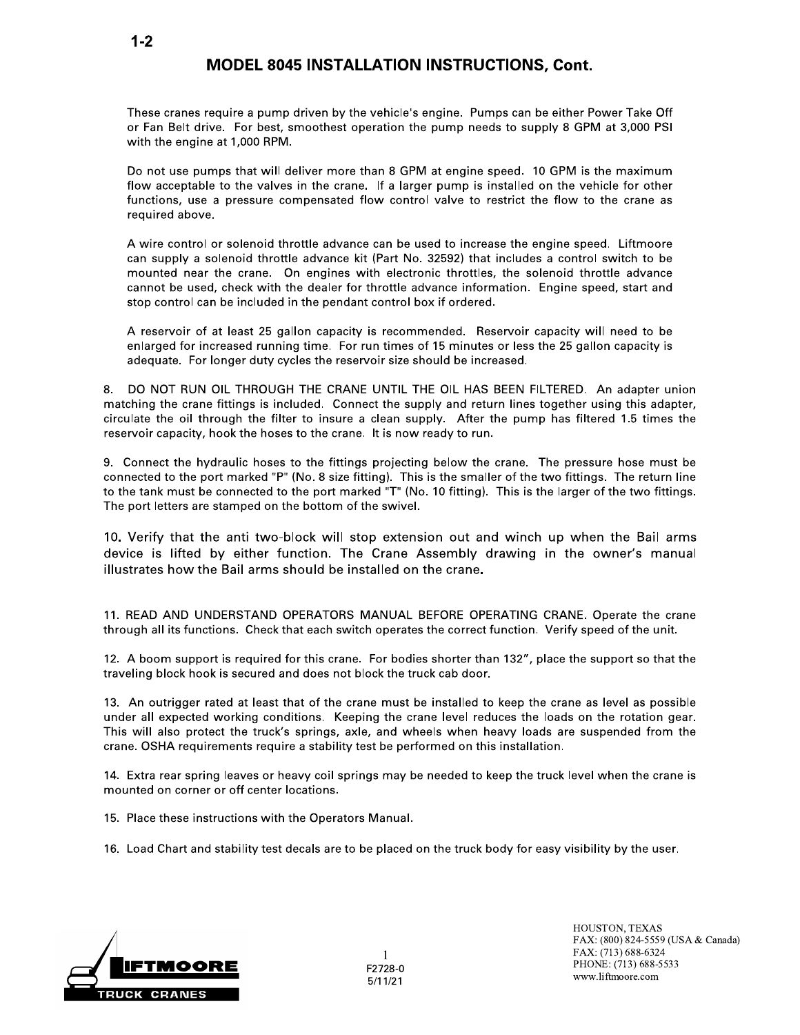## MODEL 8045 INSTALLATION INSTRUCTIONS, Cont.

These cranes require a pump driven by the vehicle's engine. Pumps can be either Power Take Off or Fan Belt drive. For best, smoothest operation the pump needs to supply 8 GPM at 3,000 PSI with the engine at 1,000 RPM.

Do not use pumps that will deliver more than 8 GPM at engine speed. 10 GPM is the maximum flow acceptable to the valves in the crane. If a larger pump is installed on the vehicle for other functions, use a pressure compensated flow control valve to restrict the flow to the crane as required above.

A wire control or solenoid throttle advance can be used to increase the engine speed. Liftmoore can supply a solenoid throttle advance kit (Part No. 32592) that includes a control switch to be mounted near the crane. On engines with electronic throttles, the solenoid throttle advance cannot be used, check with the dealer for throttle advance information. Engine speed, start and stop control can be included in the pendant control box if ordered.

A reservoir of at least 25 gallon capacity is recommended. Reservoir capacity will need to be enlarged for increased running time. For run times of 15 minutes or less the 25 gallon capacity is adequate. For longer duty cycles the reservoir size should be increased.

8. DO NOT RUN OIL THROUGH THE CRANE UNTIL THE OIL HAS BEEN FILTERED. An adapter union matching the crane fittings is included. Connect the supply and return lines together using this adapter, circulate the oil through the filter to insure a clean supply. After the pump has filtered 1.5 times the reservoir capacity, hook the hoses to the crane. It is now ready to run.

9. Connect the hydraulic hoses to the fittings projecting below the crane. The pressure hose must be connected to the port marked "P" (No. 8 size fitting). This is the smaller of the two fittings. The return line to the tank must be connected to the port marked "T" (No. 10 fitting). This is the larger of the two fittings. The port letters are stamped on the bottom of the swivel.

10. Verify that the anti two-block will stop extension out and winch up when the Bail arms device is lifted by either function. The Crane Assembly drawing in the owner's manual illustrates how the Bail arms should be installed on the crane.

11. READ AND UNDERSTAND OPERATORS MANUAL BEFORE OPERATING CRANE. Operate the crane through all its functions. Check that each switch operates the correct function. Verify speed of the unit.

12. A boom support is required for this crane. For bodies shorter than 132", place the support so that the traveling block hook is secured and does not block the truck cab door.

13. An outrigger rated at least that of the crane must be installed to keep the crane as level as possible under all expected working conditions. Keeping the crane level reduces the loads on the rotation gear. This will also protect the truck's springs, axle, and wheels when heavy loads are suspended from the crane. OSHA requirements require a stability test be performed on this installation.

14. Extra rear spring leaves or heavy coil springs may be needed to keep the truck level when the crane is mounted on corner or off center locations.

15. Place these instructions with the Operators Manual.

16. Load Chart and stability test decals are to be placed on the truck body for easy visibility by the user.

LIFTMOORE TRUCK CRANES

F2728-0
5/11/21

HOUSTON, TEXAS
FAX: (800) 824-5559 (USA & Canada)
FAX: (713) 688-6324
PHONE: (713) 688-5533
www.liftmoore.com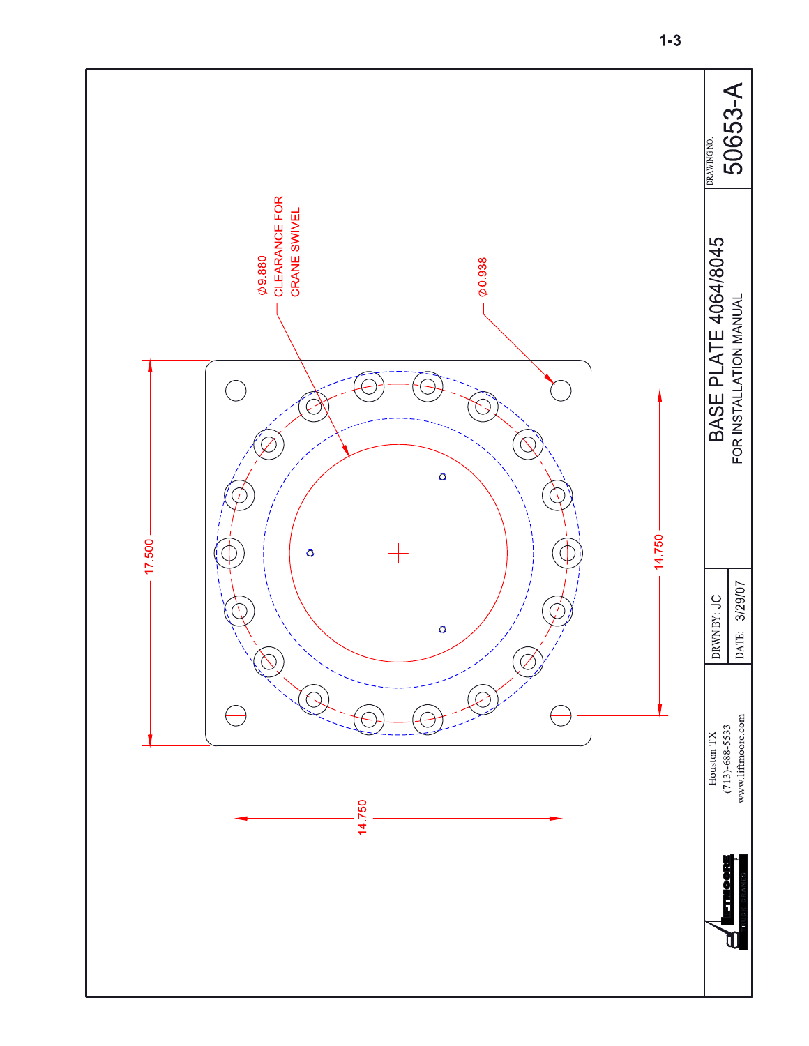17.500

14.750

14.750

⌀9.880
CLEARANCE FOR
CRANE SWIVEL

⌀0.938

BASE PLATE 4064/8045
FOR INSTALLATION MANUAL

DRAWING NO.
50653-A

DRWN BY: JC
DATE: 3/29/07

Houston TX
(713)-688-5533
www.liftmoore.com

LIFTMOORE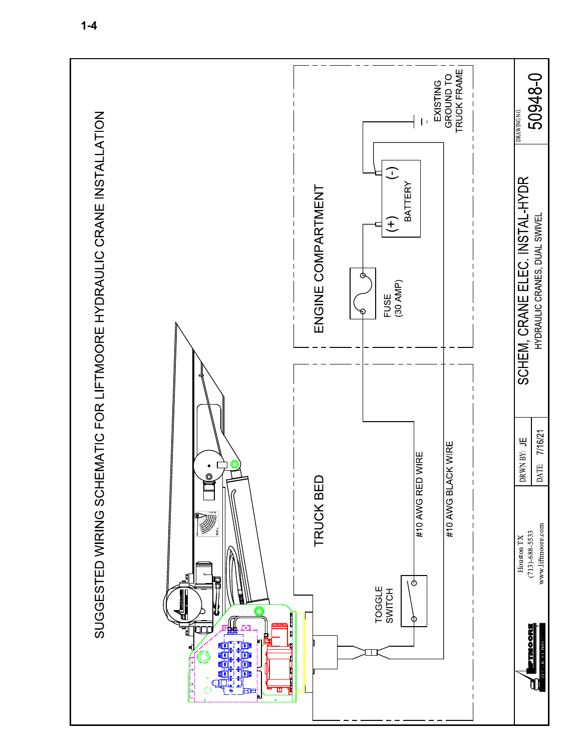# SUGGESTED WIRING SCHEMATIC FOR LIFTMOORE HYDRAULIC CRANE INSTALLATION

TRUCK BED

ENGINE COMPARTMENT

TOGGLE SWITCH

#10 AWG RED WIRE

#10 AWG BLACK WIRE

FUSE (30 AMP)

(+) BATTERY (-)

EXISTING GROUND TO TRUCK FRAME

| | | | |
|---|---|---|---|
| Houston TX (713)-688-5533 www.liftmoore.com | DRWN BY: JE DATE: 7/16/21 | SCHEM, CRANE ELEC. INSTAL-HYDR HYDRAULIC CRANES, DUAL SWIVEL | DRAWING NO. 50948-0 |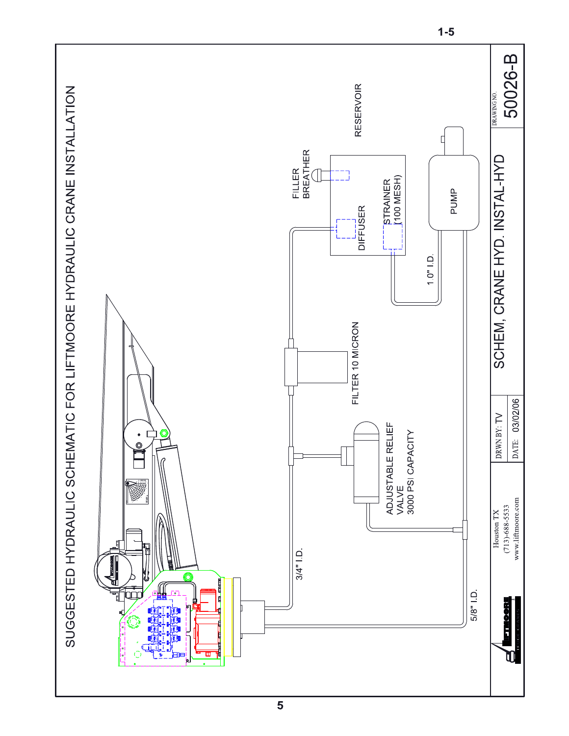# SUGGESTED HYDRAULIC SCHEMATIC FOR LIFTMOORE HYDRAULIC CRANE INSTALLATION

FILLER BREATHER

RESERVOIR

DIFFUSER

STRAINER (100 MESH)

PUMP

1.0" I.D.

FILTER 10 MICRON

ADJUSTABLE RELIEF VALVE 3000 PSI CAPACITY

3/4" I.D.

5/8" I.D.

Houston TX
(713)-688-5533
www.liftmoore.com

DRWN BY: TV

DATE: 03/02/06

SCHEM, CRANE HYD. INSTAL-HYD

DRAWING NO.

50026-B